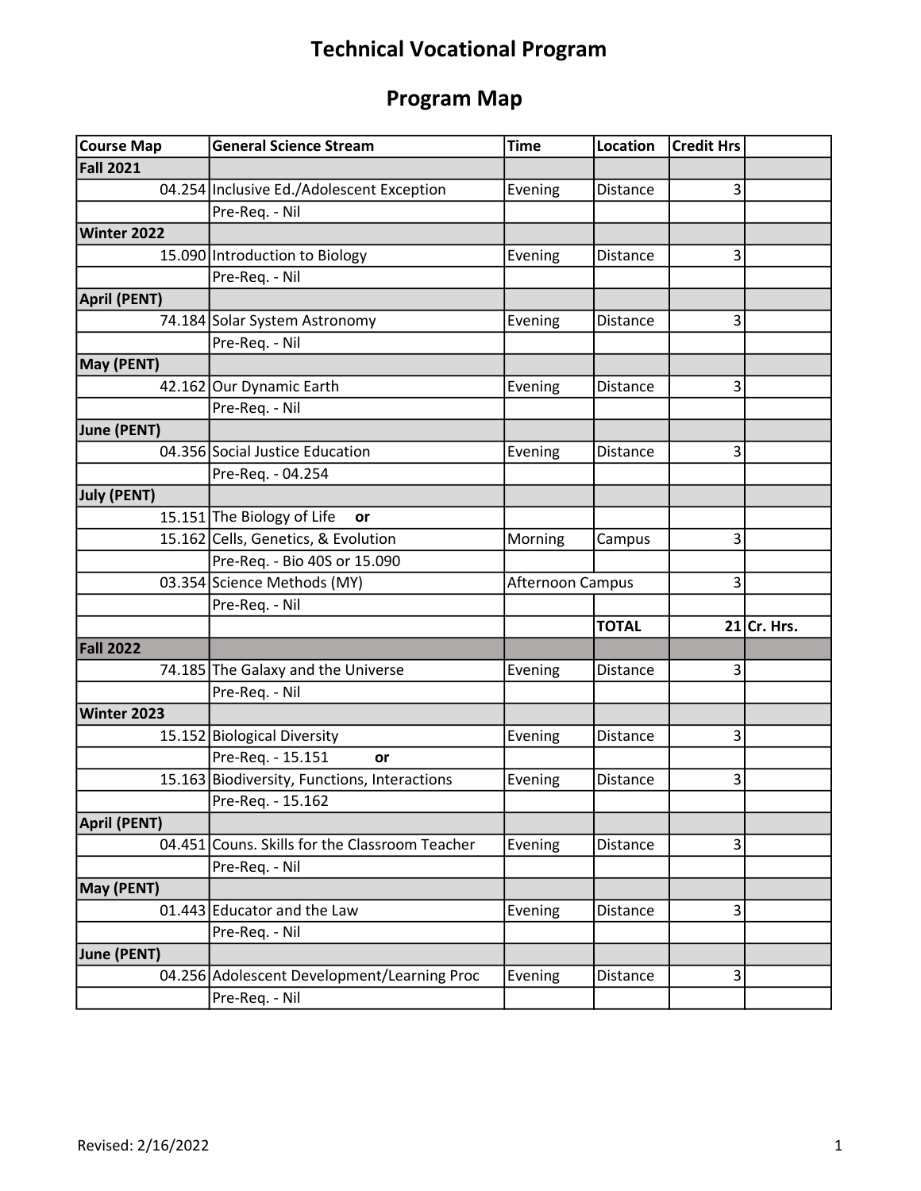# Technical Vocational Program

## Program Map

| Course Map | General Science Stream | Time | Location | Credit Hrs | |
|---|---|---|---|---|---|
| **Fall 2021** | | | | | |
| 04.254 | Inclusive Ed./Adolescent Exception | Evening | Distance | 3 | |
| | Pre-Req. - Nil | | | | |
| **Winter 2022** | | | | | |
| 15.090 | Introduction to Biology | Evening | Distance | 3 | |
| | Pre-Req. - Nil | | | | |
| **April (PENT)** | | | | | |
| 74.184 | Solar System Astronomy | Evening | Distance | 3 | |
| | Pre-Req. - Nil | | | | |
| **May (PENT)** | | | | | |
| 42.162 | Our Dynamic Earth | Evening | Distance | 3 | |
| | Pre-Req. - Nil | | | | |
| **June (PENT)** | | | | | |
| 04.356 | Social Justice Education | Evening | Distance | 3 | |
| | Pre-Req. - 04.254 | | | | |
| **July (PENT)** | | | | | |
| 15.151 | The Biology of Life **or** | | | | |
| 15.162 | Cells, Genetics, & Evolution | Morning | Campus | 3 | |
| | Pre-Req. - Bio 40S or 15.090 | | | | |
| 03.354 | Science Methods (MY) | Afternoon | Campus | 3 | |
| | Pre-Req. - Nil | | | | |
| | | | **TOTAL** | 21 | **Cr. Hrs.** |
| **Fall 2022** | | | | | |
| 74.185 | The Galaxy and the Universe | Evening | Distance | 3 | |
| | Pre-Req. - Nil | | | | |
| **Winter 2023** | | | | | |
| 15.152 | Biological Diversity | Evening | Distance | 3 | |
| | Pre-Req. - 15.151 **or** | | | | |
| 15.163 | Biodiversity, Functions, Interactions | Evening | Distance | 3 | |
| | Pre-Req. - 15.162 | | | | |
| **April (PENT)** | | | | | |
| 04.451 | Couns. Skills for the Classroom Teacher | Evening | Distance | 3 | |
| | Pre-Req. - Nil | | | | |
| **May (PENT)** | | | | | |
| 01.443 | Educator and the Law | Evening | Distance | 3 | |
| | Pre-Req. - Nil | | | | |
| **June (PENT)** | | | | | |
| 04.256 | Adolescent Development/Learning Proc | Evening | Distance | 3 | |
| | Pre-Req. - Nil | | | | |

Revised: 2/16/2022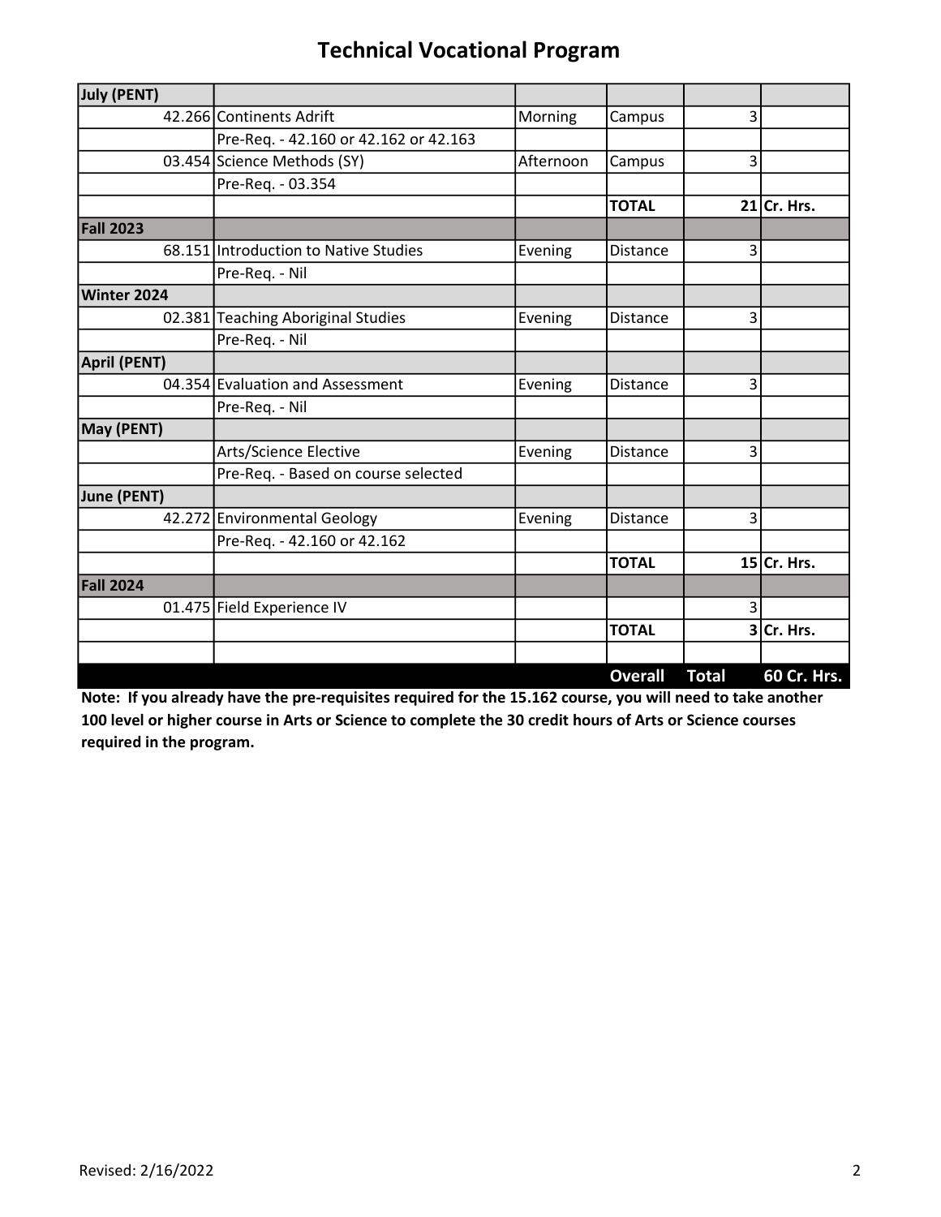# Technical Vocational Program

| | | | | | |
|---|---|---|---|---|---|
| **July (PENT)** | | | | | |
| 42.266 | Continents Adrift | Morning | Campus | 3 | |
| | Pre-Req. - 42.160 or 42.162 or 42.163 | | | | |
| 03.454 | Science Methods (SY) | Afternoon | Campus | 3 | |
| | Pre-Req. - 03.354 | | | | |
| | | | **TOTAL** | **21** | **Cr. Hrs.** |
| **Fall 2023** | | | | | |
| 68.151 | Introduction to Native Studies | Evening | Distance | 3 | |
| | Pre-Req. - Nil | | | | |
| **Winter 2024** | | | | | |
| 02.381 | Teaching Aboriginal Studies | Evening | Distance | 3 | |
| | Pre-Req. - Nil | | | | |
| **April (PENT)** | | | | | |
| 04.354 | Evaluation and Assessment | Evening | Distance | 3 | |
| | Pre-Req. - Nil | | | | |
| **May (PENT)** | | | | | |
| | Arts/Science Elective | Evening | Distance | 3 | |
| | Pre-Req. - Based on course selected | | | | |
| **June (PENT)** | | | | | |
| 42.272 | Environmental Geology | Evening | Distance | 3 | |
| | Pre-Req. - 42.160 or 42.162 | | | | |
| | | | **TOTAL** | **15** | **Cr. Hrs.** |
| **Fall 2024** | | | | | |
| 01.475 | Field Experience IV | | | 3 | |
| | | | **TOTAL** | **3** | **Cr. Hrs.** |
| | | | | | |
| | | | **Overall** | **Total** | **60 Cr. Hrs.** |

**Note: If you already have the pre-requisites required for the 15.162 course, you will need to take another 100 level or higher course in Arts or Science to complete the 30 credit hours of Arts or Science courses required in the program.**

Revised: 2/16/2022